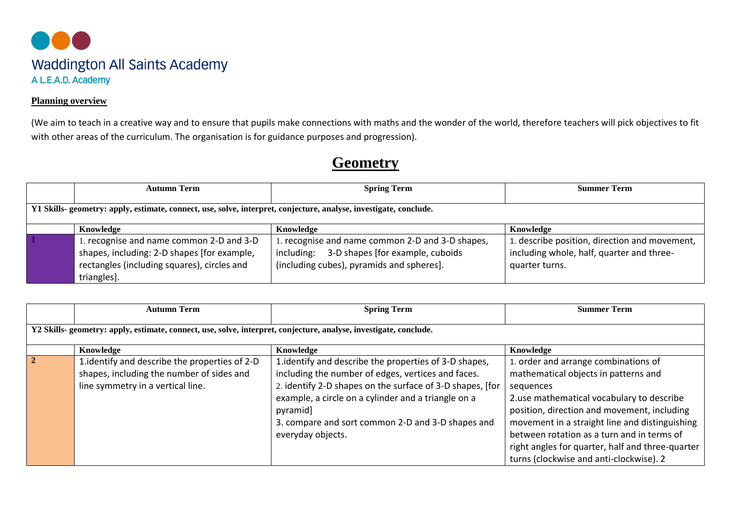Waddington All Saints Academy

A L.E.A.D. Academy

**Planning overview**

(We aim to teach in a creative way and to ensure that pupils make connections with maths and the wonder of the world, therefore teachers will pick objectives to fit with other areas of the curriculum. The organisation is for guidance purposes and progression).

# Geometry

| | Autumn Term | Spring Term | Summer Term |
|---|---|---|---|
| **Y1 Skills- geometry: apply, estimate, connect, use, solve, interpret, conjecture, analyse, investigate, conclude.** | | | |
| | **Knowledge** | **Knowledge** | **Knowledge** |
| **1** | 1. recognise and name common 2-D and 3-D shapes, including: 2-D shapes [for example, rectangles (including squares), circles and triangles]. | 1. recognise and name common 2-D and 3-D shapes, including: 3-D shapes [for example, cuboids (including cubes), pyramids and spheres]. | 1. describe position, direction and movement, including whole, half, quarter and three-quarter turns. |

| | Autumn Term | Spring Term | Summer Term |
|---|---|---|---|
| **Y2 Skills- geometry: apply, estimate, connect, use, solve, interpret, conjecture, analyse, investigate, conclude.** | | | |
| | **Knowledge** | **Knowledge** | **Knowledge** |
| **2** | 1.identify and describe the properties of 2-D shapes, including the number of sides and line symmetry in a vertical line. | 1.identify and describe the properties of 3-D shapes, including the number of edges, vertices and faces.<br>2. identify 2-D shapes on the surface of 3-D shapes, [for example, a circle on a cylinder and a triangle on a pyramid]<br>3. compare and sort common 2-D and 3-D shapes and everyday objects. | 1. order and arrange combinations of mathematical objects in patterns and sequences<br>2.use mathematical vocabulary to describe position, direction and movement, including movement in a straight line and distinguishing between rotation as a turn and in terms of right angles for quarter, half and three-quarter turns (clockwise and anti-clockwise). 2 |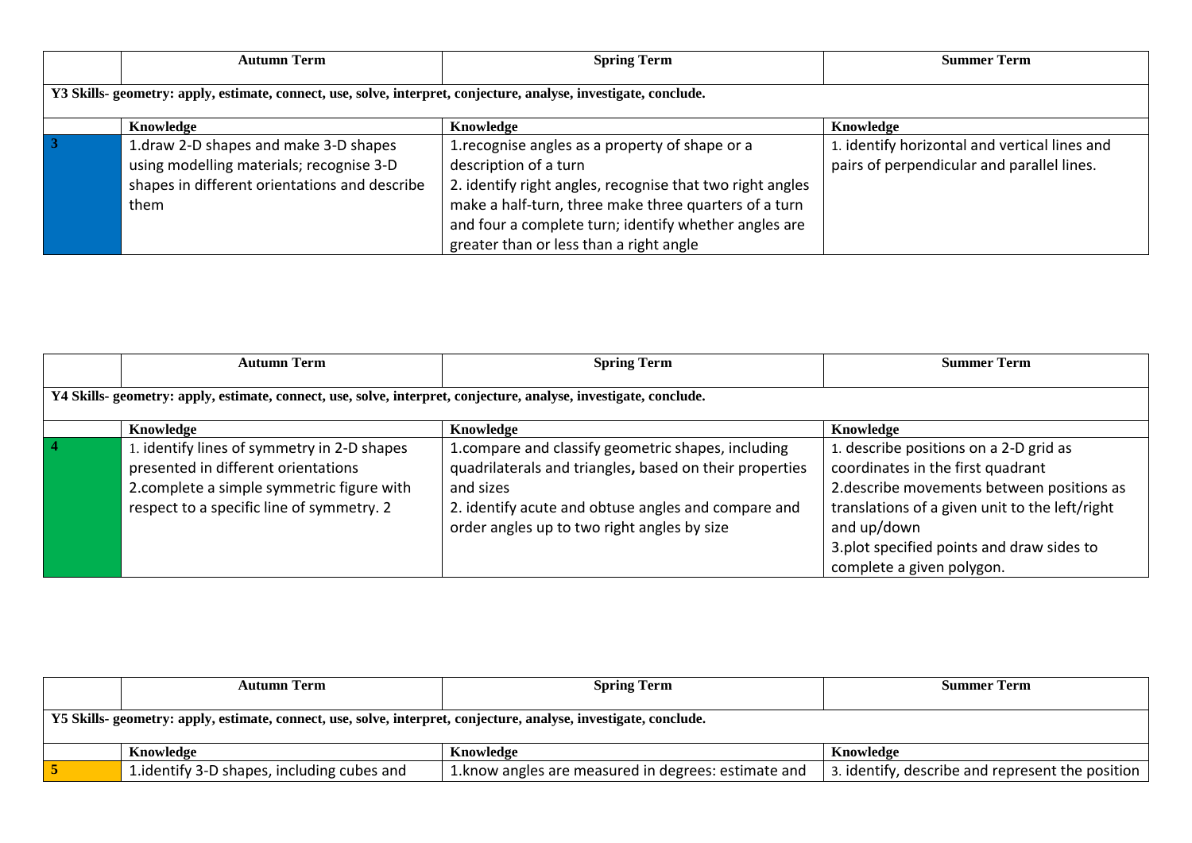| | Autumn Term | Spring Term | Summer Term |
|---|---|---|---|
| **Y3 Skills- geometry: apply, estimate, connect, use, solve, interpret, conjecture, analyse, investigate, conclude.** | | | |
| | **Knowledge** | **Knowledge** | **Knowledge** |
| **3** | 1.draw 2-D shapes and make 3-D shapes using modelling materials; recognise 3-D shapes in different orientations and describe them | 1.recognise angles as a property of shape or a description of a turn<br>2. identify right angles, recognise that two right angles make a half-turn, three make three quarters of a turn and four a complete turn; identify whether angles are greater than or less than a right angle | 1. identify horizontal and vertical lines and pairs of perpendicular and parallel lines. |

| | Autumn Term | Spring Term | Summer Term |
|---|---|---|---|
| **Y4 Skills- geometry: apply, estimate, connect, use, solve, interpret, conjecture, analyse, investigate, conclude.** | | | |
| | **Knowledge** | **Knowledge** | **Knowledge** |
| **4** | 1. identify lines of symmetry in 2-D shapes presented in different orientations<br>2.complete a simple symmetric figure with respect to a specific line of symmetry. 2 | 1.compare and classify geometric shapes, including quadrilaterals and triangles**,** based on their properties and sizes<br>2. identify acute and obtuse angles and compare and order angles up to two right angles by size | 1. describe positions on a 2-D grid as coordinates in the first quadrant<br>2.describe movements between positions as translations of a given unit to the left/right and up/down<br>3.plot specified points and draw sides to complete a given polygon. |

| | Autumn Term | Spring Term | Summer Term |
|---|---|---|---|
| **Y5 Skills- geometry: apply, estimate, connect, use, solve, interpret, conjecture, analyse, investigate, conclude.** | | | |
| | **Knowledge** | **Knowledge** | **Knowledge** |
| **5** | 1.identify 3-D shapes, including cubes and | 1.know angles are measured in degrees: estimate and | 3. identify, describe and represent the position |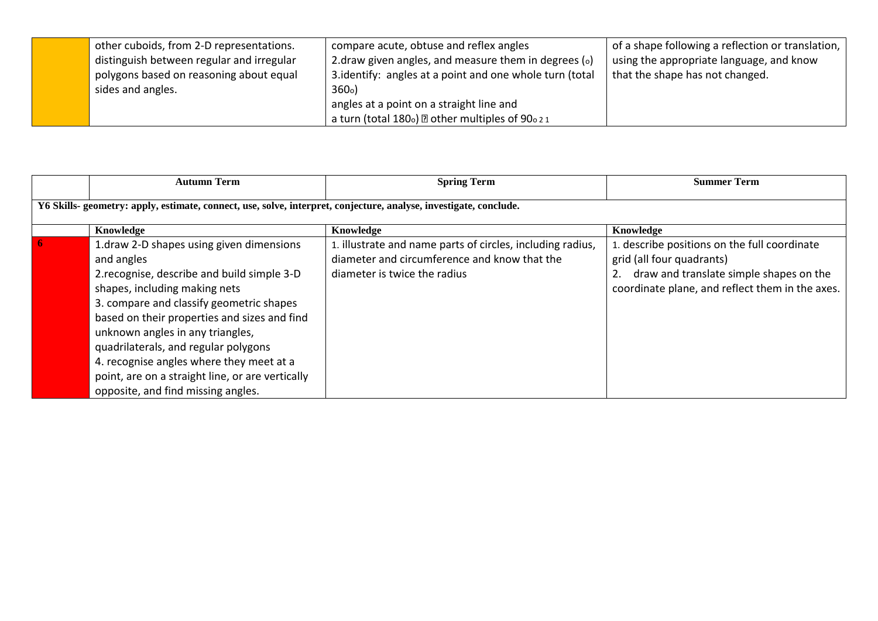| | | | |
|---|---|---|---|
| | other cuboids, from 2-D representations.<br>distinguish between regular and irregular polygons based on reasoning about equal sides and angles. | compare acute, obtuse and reflex angles<br>2.draw given angles, and measure them in degrees (o)<br>3.identify: angles at a point and one whole turn (total 360o)<br>angles at a point on a straight line and<br>a turn (total 180o) other multiples of 90o 2 1 | of a shape following a reflection or translation, using the appropriate language, and know that the shape has not changed. |

| | Autumn Term | Spring Term | Summer Term |
|---|---|---|---|
| **Y6 Skills- geometry: apply, estimate, connect, use, solve, interpret, conjecture, analyse, investigate, conclude.** | | | |
| | **Knowledge** | **Knowledge** | **Knowledge** |
| **6** | 1.draw 2-D shapes using given dimensions and angles<br>2.recognise, describe and build simple 3-D shapes, including making nets<br>3. compare and classify geometric shapes based on their properties and sizes and find unknown angles in any triangles, quadrilaterals, and regular polygons<br>4. recognise angles where they meet at a point, are on a straight line, or are vertically opposite, and find missing angles. | 1. illustrate and name parts of circles, including radius, diameter and circumference and know that the diameter is twice the radius | 1. describe positions on the full coordinate grid (all four quadrants)<br>2. draw and translate simple shapes on the coordinate plane, and reflect them in the axes. |